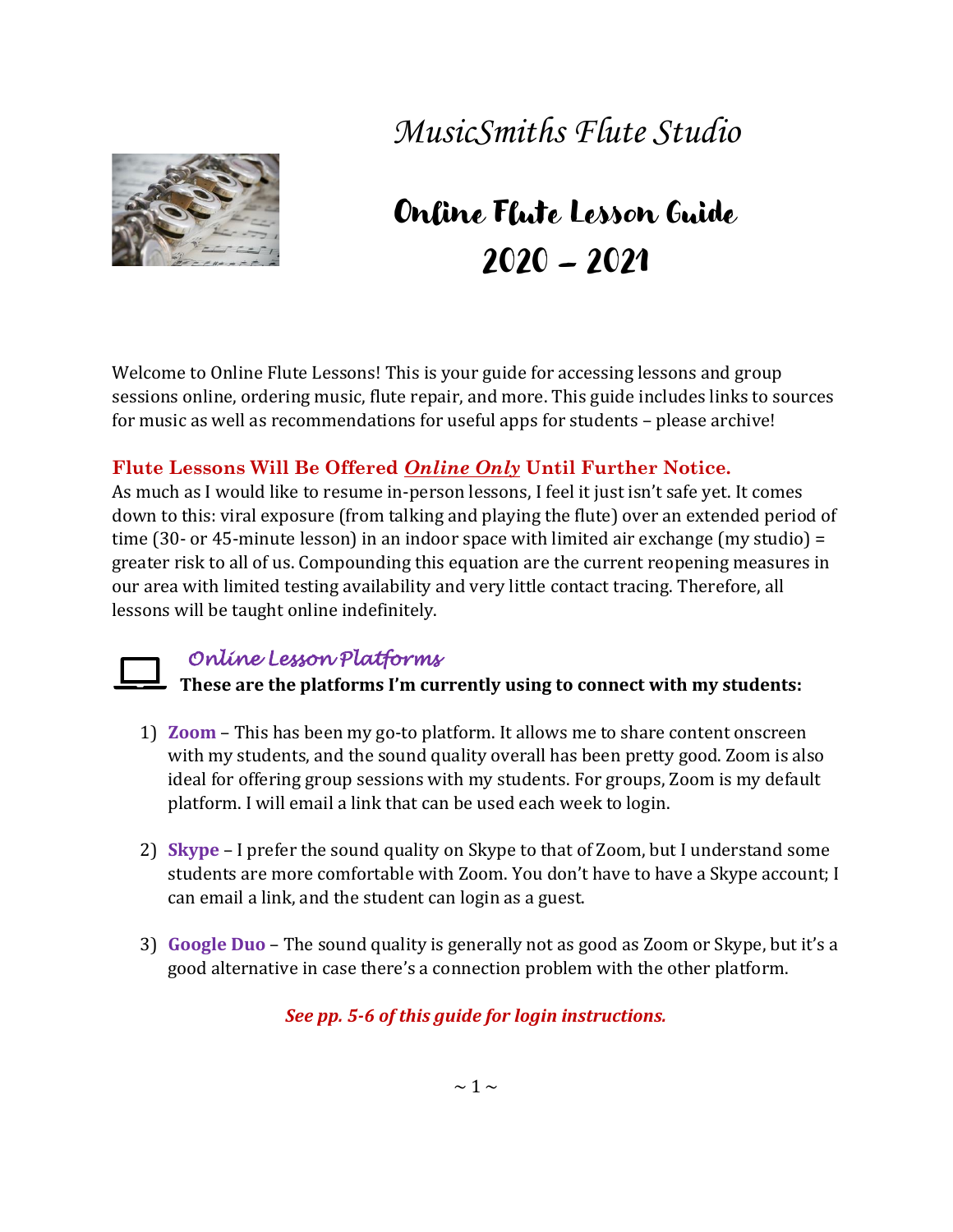# MusicSmiths Flute Studio

## Online Flute Lesson Guide 2020 – 2021

Welcome to Online Flute Lessons! This is your guide for accessing lessons and group sessions online, ordering music, flute repair, and more. This guide includes links to sources for music as well as recommendations for useful apps for students – please archive!

### Flute Lessons Will Be Offered *Online Only* Until Further Notice.

As much as I would like to resume in-person lessons, I feel it just isn't safe yet. It comes down to this: viral exposure (from talking and playing the flute) over an extended period of time (30- or 45-minute lesson) in an indoor space with limited air exchange (my studio) = greater risk to all of us. Compounding this equation are the current reopening measures in our area with limited testing availability and very little contact tracing. Therefore, all lessons will be taught online indefinitely.

### Online Lesson Platforms

**These are the platforms I'm currently using to connect with my students:**

1) **Zoom** – This has been my go-to platform. It allows me to share content onscreen with my students, and the sound quality overall has been pretty good. Zoom is also ideal for offering group sessions with my students. For groups, Zoom is my default platform. I will email a link that can be used each week to login.

2) **Skype** – I prefer the sound quality on Skype to that of Zoom, but I understand some students are more comfortable with Zoom. You don't have to have a Skype account; I can email a link, and the student can login as a guest.

3) **Google Duo** – The sound quality is generally not as good as Zoom or Skype, but it's a good alternative in case there's a connection problem with the other platform.

***See pp. 5-6 of this guide for login instructions.***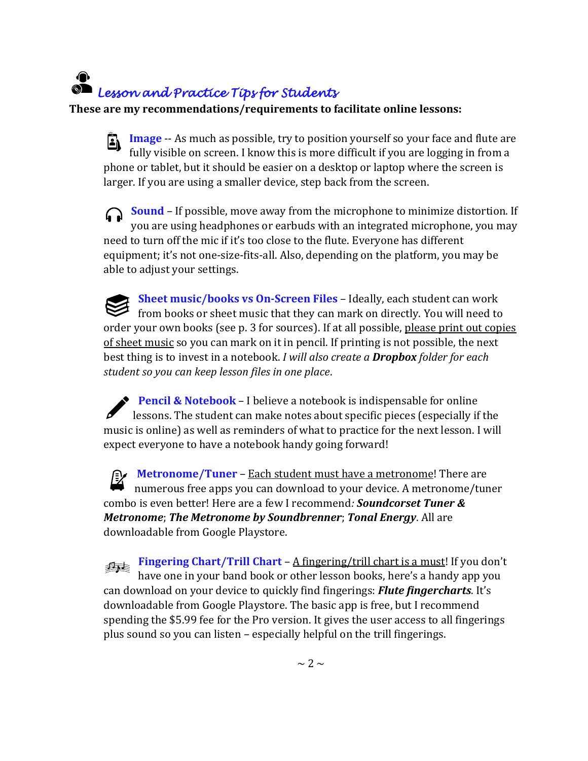## *Lesson and Practice Tips for Students*

**These are my recommendations/requirements to facilitate online lessons:**

**Image** -- As much as possible, try to position yourself so your face and flute are fully visible on screen. I know this is more difficult if you are logging in from a phone or tablet, but it should be easier on a desktop or laptop where the screen is larger. If you are using a smaller device, step back from the screen.

**Sound** – If possible, move away from the microphone to minimize distortion. If you are using headphones or earbuds with an integrated microphone, you may need to turn off the mic if it's too close to the flute. Everyone has different equipment; it's not one-size-fits-all. Also, depending on the platform, you may be able to adjust your settings.

**Sheet music/books vs On-Screen Files** – Ideally, each student can work from books or sheet music that they can mark on directly. You will need to order your own books (see p. 3 for sources). If at all possible, please print out copies of sheet music so you can mark on it in pencil. If printing is not possible, the next best thing is to invest in a notebook. *I will also create a* ***Dropbox*** *folder for each student so you can keep lesson files in one place*.

**Pencil & Notebook** – I believe a notebook is indispensable for online lessons. The student can make notes about specific pieces (especially if the music is online) as well as reminders of what to practice for the next lesson. I will expect everyone to have a notebook handy going forward!

**Metronome/Tuner** – Each student must have a metronome! There are numerous free apps you can download to your device. A metronome/tuner combo is even better! Here are a few I recommend: ***Soundcorset Tuner & Metronome***; ***The Metronome by Soundbrenner***; ***Tonal Energy***. All are downloadable from Google Playstore.

**Fingering Chart/Trill Chart** – A fingering/trill chart is a must! If you don't have one in your band book or other lesson books, here's a handy app you can download on your device to quickly find fingerings: ***Flute fingercharts***. It's downloadable from Google Playstore. The basic app is free, but I recommend spending the $5.99 fee for the Pro version. It gives the user access to all fingerings plus sound so you can listen – especially helpful on the trill fingerings.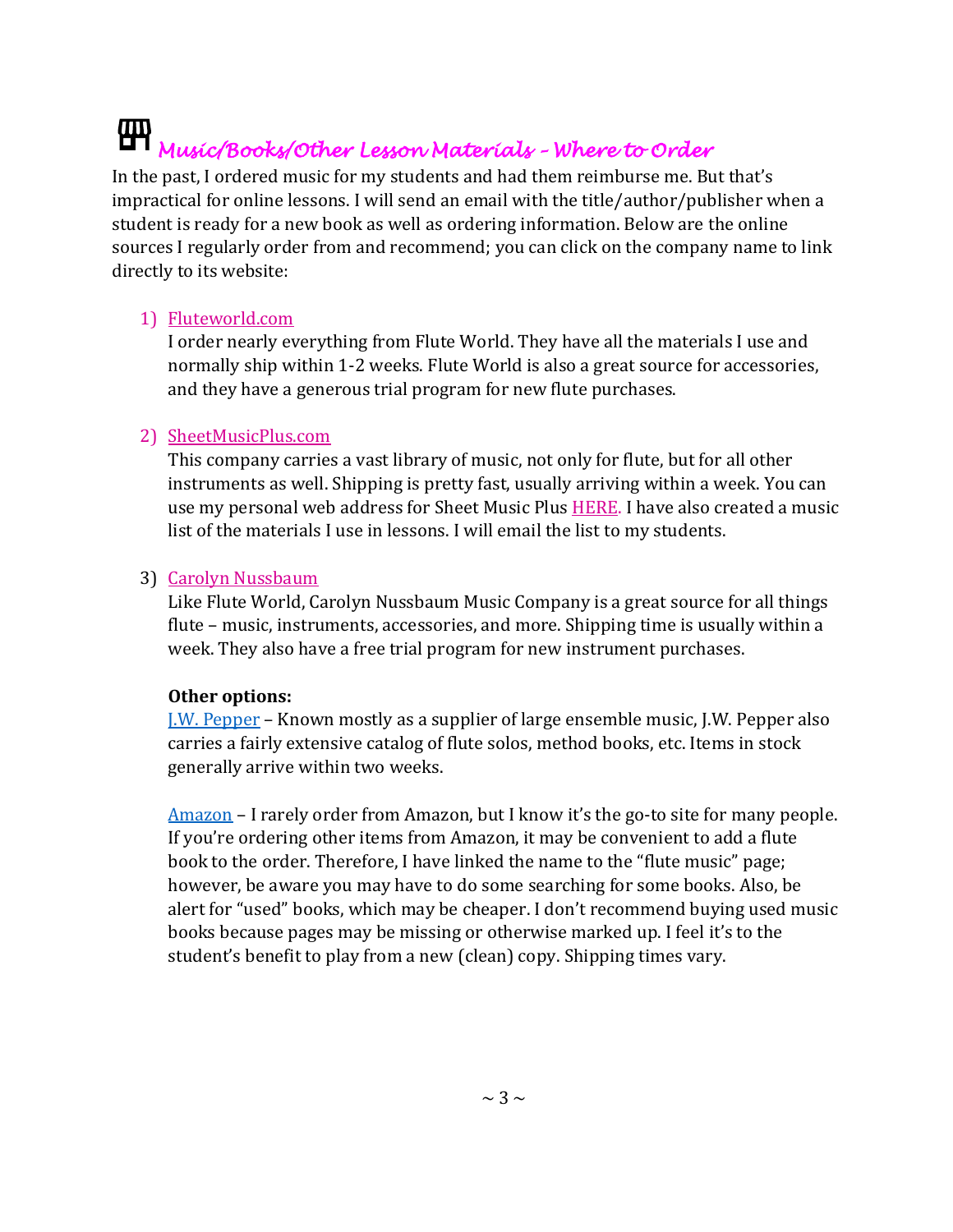## Music/Books/Other Lesson Materials – Where to Order

In the past, I ordered music for my students and had them reimburse me. But that's impractical for online lessons. I will send an email with the title/author/publisher when a student is ready for a new book as well as ordering information. Below are the online sources I regularly order from and recommend; you can click on the company name to link directly to its website:

1) Fluteworld.com
   I order nearly everything from Flute World. They have all the materials I use and normally ship within 1-2 weeks. Flute World is also a great source for accessories, and they have a generous trial program for new flute purchases.

2) SheetMusicPlus.com
   This company carries a vast library of music, not only for flute, but for all other instruments as well. Shipping is pretty fast, usually arriving within a week. You can use my personal web address for Sheet Music Plus HERE. I have also created a music list of the materials I use in lessons. I will email the list to my students.

3) Carolyn Nussbaum
   Like Flute World, Carolyn Nussbaum Music Company is a great source for all things flute – music, instruments, accessories, and more. Shipping time is usually within a week. They also have a free trial program for new instrument purchases.

**Other options:**

J.W. Pepper – Known mostly as a supplier of large ensemble music, J.W. Pepper also carries a fairly extensive catalog of flute solos, method books, etc. Items in stock generally arrive within two weeks.

Amazon – I rarely order from Amazon, but I know it's the go-to site for many people. If you're ordering other items from Amazon, it may be convenient to add a flute book to the order. Therefore, I have linked the name to the "flute music" page; however, be aware you may have to do some searching for some books. Also, be alert for "used" books, which may be cheaper. I don't recommend buying used music books because pages may be missing or otherwise marked up. I feel it's to the student's benefit to play from a new (clean) copy. Shipping times vary.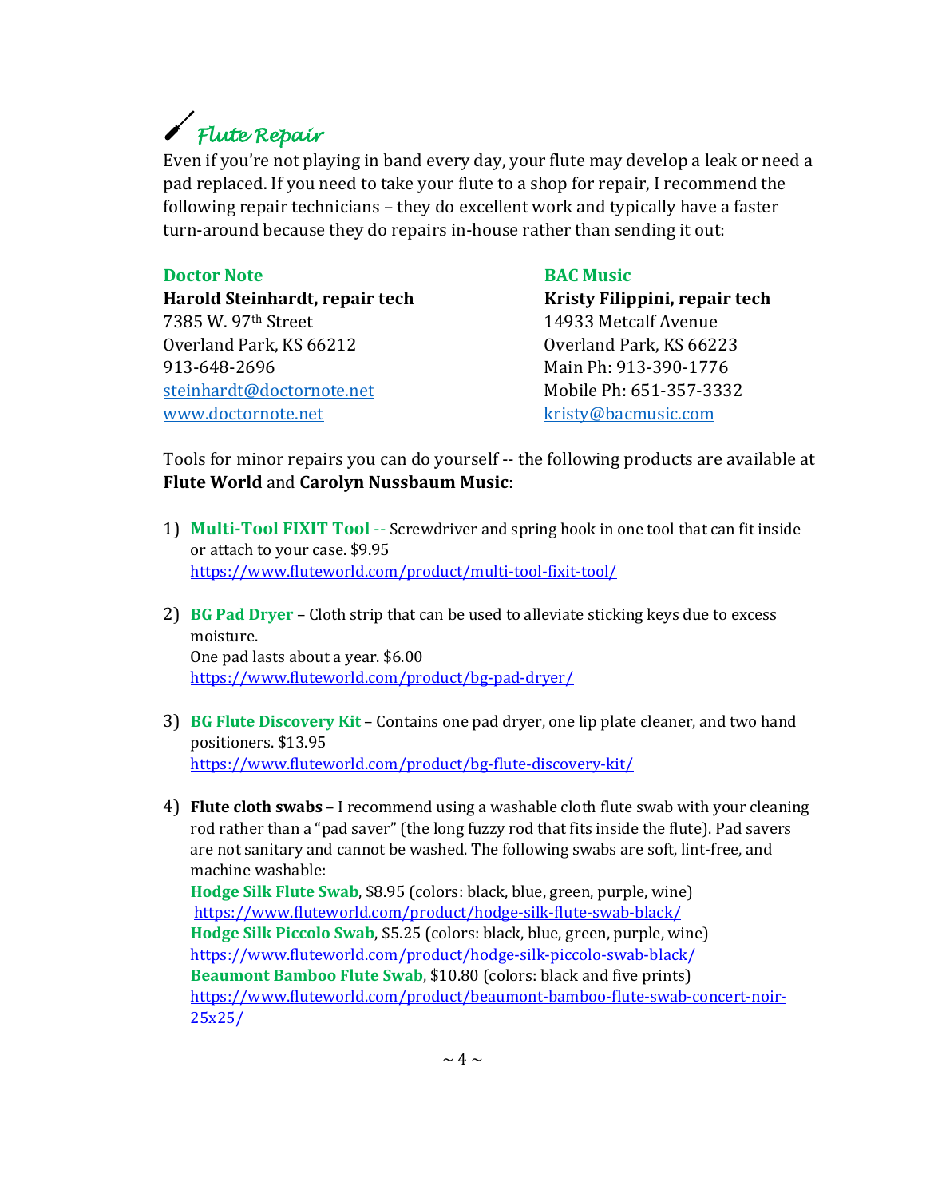# Flute Repair

Even if you're not playing in band every day, your flute may develop a leak or need a pad replaced. If you need to take your flute to a shop for repair, I recommend the following repair technicians – they do excellent work and typically have a faster turn-around because they do repairs in-house rather than sending it out:

**Doctor Note**
**Harold Steinhardt, repair tech**
7385 W. 97th Street
Overland Park, KS 66212
913-648-2696
steinhardt@doctornote.net
www.doctornote.net

**BAC Music**
**Kristy Filippini, repair tech**
14933 Metcalf Avenue
Overland Park, KS 66223
Main Ph: 913-390-1776
Mobile Ph: 651-357-3332
kristy@bacmusic.com

Tools for minor repairs you can do yourself -- the following products are available at **Flute World** and **Carolyn Nussbaum Music**:

1) **Multi-Tool FIXIT Tool** -- Screwdriver and spring hook in one tool that can fit inside or attach to your case. $9.95
   https://www.fluteworld.com/product/multi-tool-fixit-tool/

2) **BG Pad Dryer** – Cloth strip that can be used to alleviate sticking keys due to excess moisture.
   One pad lasts about a year. $6.00
   https://www.fluteworld.com/product/bg-pad-dryer/

3) **BG Flute Discovery Kit** – Contains one pad dryer, one lip plate cleaner, and two hand positioners. $13.95
   https://www.fluteworld.com/product/bg-flute-discovery-kit/

4) **Flute cloth swabs** – I recommend using a washable cloth flute swab with your cleaning rod rather than a "pad saver" (the long fuzzy rod that fits inside the flute). Pad savers are not sanitary and cannot be washed. The following swabs are soft, lint-free, and machine washable:
   **Hodge Silk Flute Swab**, $8.95 (colors: black, blue, green, purple, wine)
   https://www.fluteworld.com/product/hodge-silk-flute-swab-black/
   **Hodge Silk Piccolo Swab**, $5.25 (colors: black, blue, green, purple, wine)
   https://www.fluteworld.com/product/hodge-silk-piccolo-swab-black/
   **Beaumont Bamboo Flute Swab**, $10.80 (colors: black and five prints)
   https://www.fluteworld.com/product/beaumont-bamboo-flute-swab-concert-noir-25x25/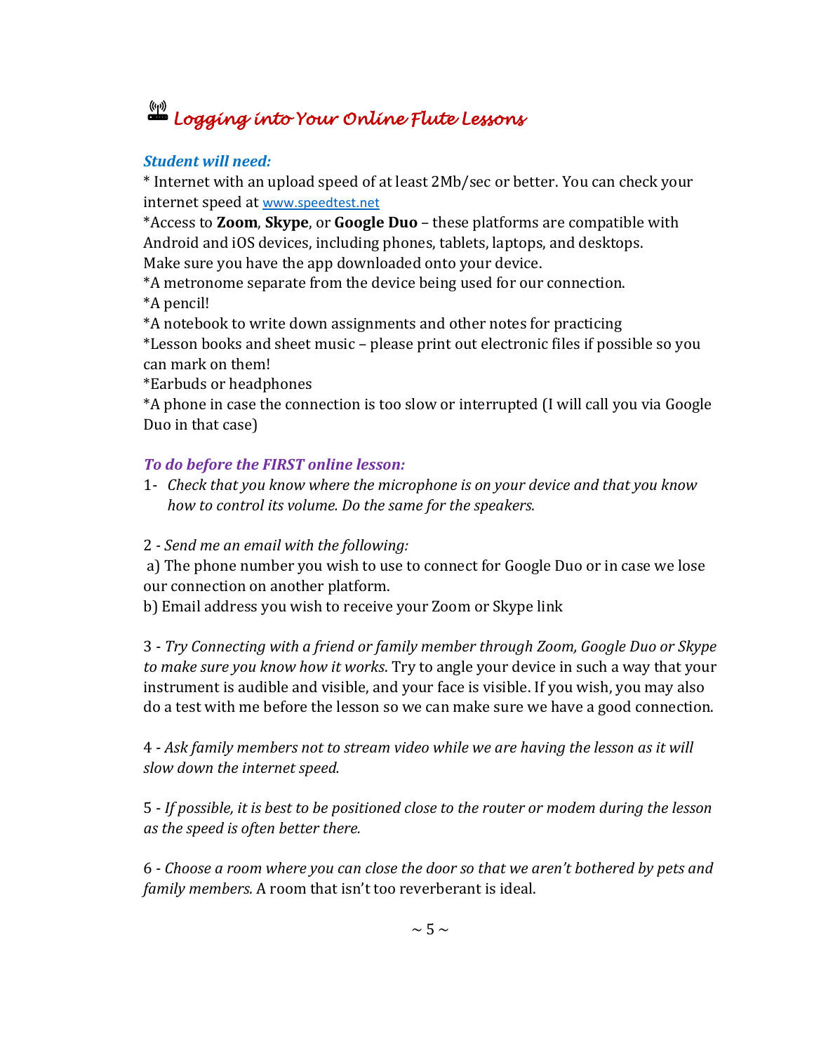# Logging into Your Online Flute Lessons

***Student will need:***

* Internet with an upload speed of at least 2Mb/sec or better. You can check your internet speed at www.speedtest.net
*Access to **Zoom**, **Skype**, or **Google Duo** – these platforms are compatible with Android and iOS devices, including phones, tablets, laptops, and desktops. Make sure you have the app downloaded onto your device.
*A metronome separate from the device being used for our connection.
*A pencil!
*A notebook to write down assignments and other notes for practicing
*Lesson books and sheet music – please print out electronic files if possible so you can mark on them!
*Earbuds or headphones
*A phone in case the connection is too slow or interrupted (I will call you via Google Duo in that case)

***To do before the FIRST online lesson:***

1- *Check that you know where the microphone is on your device and that you know how to control its volume. Do the same for the speakers.*

2 - *Send me an email with the following:*
a) The phone number you wish to use to connect for Google Duo or in case we lose our connection on another platform.
b) Email address you wish to receive your Zoom or Skype link

3 - *Try Connecting with a friend or family member through Zoom, Google Duo or Skype to make sure you know how it works*. Try to angle your device in such a way that your instrument is audible and visible, and your face is visible. If you wish, you may also do a test with me before the lesson so we can make sure we have a good connection.

4 - *Ask family members not to stream video while we are having the lesson as it will slow down the internet speed.*

5 - *If possible, it is best to be positioned close to the router or modem during the lesson as the speed is often better there.*

6 - *Choose a room where you can close the door so that we aren't bothered by pets and family members.* A room that isn't too reverberant is ideal.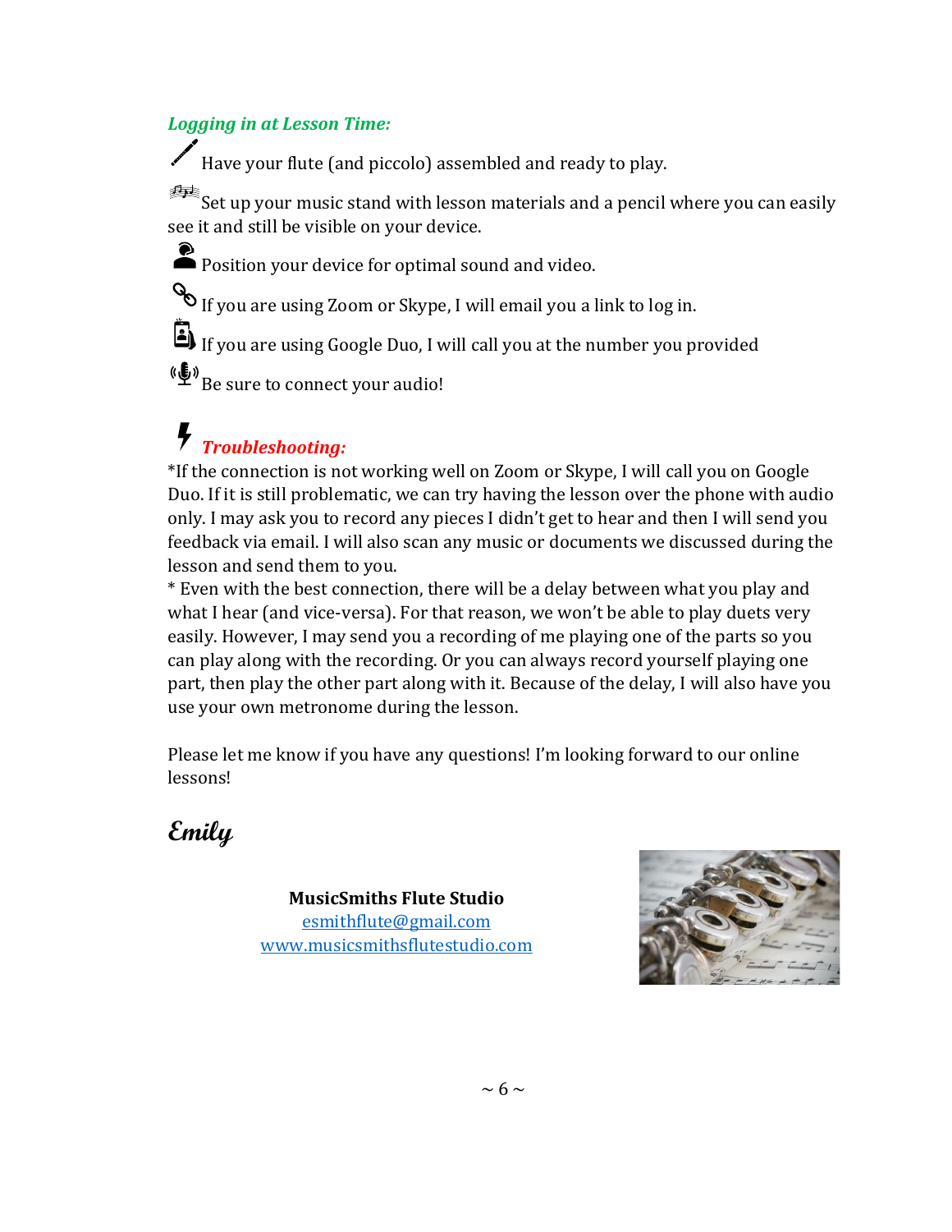***Logging in at Lesson Time:***

Have your flute (and piccolo) assembled and ready to play.

Set up your music stand with lesson materials and a pencil where you can easily see it and still be visible on your device.

Position your device for optimal sound and video.

If you are using Zoom or Skype, I will email you a link to log in.

If you are using Google Duo, I will call you at the number you provided

Be sure to connect your audio!

***Troubleshooting:***

*If the connection is not working well on Zoom or Skype, I will call you on Google Duo. If it is still problematic, we can try having the lesson over the phone with audio only. I may ask you to record any pieces I didn't get to hear and then I will send you feedback via email. I will also scan any music or documents we discussed during the lesson and send them to you.

* Even with the best connection, there will be a delay between what you play and what I hear (and vice-versa). For that reason, we won't be able to play duets very easily. However, I may send you a recording of me playing one of the parts so you can play along with the recording. Or you can always record yourself playing one part, then play the other part along with it. Because of the delay, I will also have you use your own metronome during the lesson.

Please let me know if you have any questions! I'm looking forward to our online lessons!

Emily

**MusicSmiths Flute Studio**
esmithflute@gmail.com
www.musicsmithsflutestudio.com